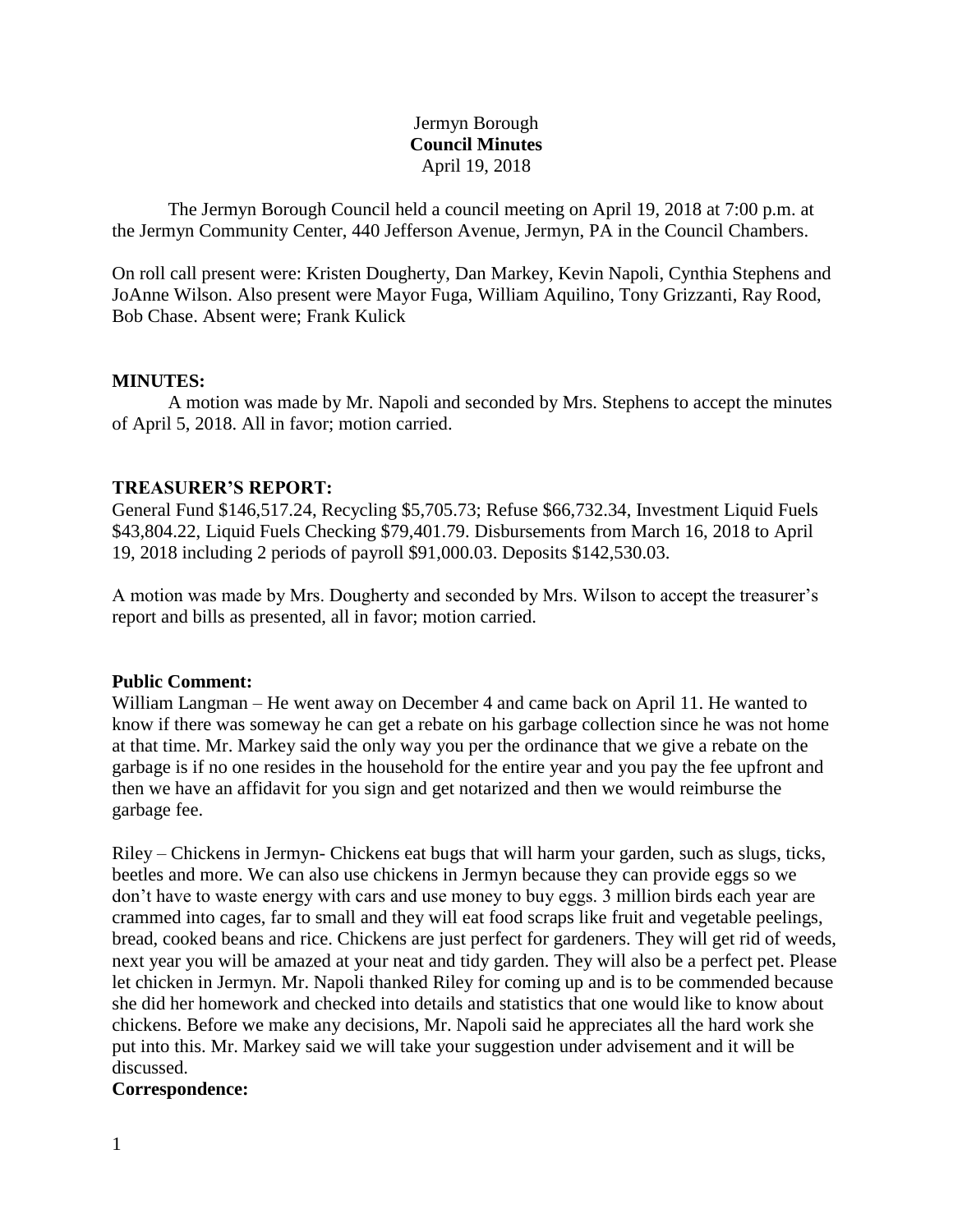Jermyn Borough

**Council Minutes**

April 19, 2018

The Jermyn Borough Council held a council meeting on April 19, 2018 at 7:00 p.m. at the Jermyn Community Center, 440 Jefferson Avenue, Jermyn, PA in the Council Chambers.

On roll call present were: Kristen Dougherty, Dan Markey, Kevin Napoli, Cynthia Stephens and JoAnne Wilson. Also present were Mayor Fuga, William Aquilino, Tony Grizzanti, Ray Rood, Bob Chase. Absent were; Frank Kulick

**MINUTES:**

A motion was made by Mr. Napoli and seconded by Mrs. Stephens to accept the minutes of April 5, 2018. All in favor; motion carried.

**TREASURER'S REPORT:**

General Fund $146,517.24, Recycling $5,705.73; Refuse $66,732.34, Investment Liquid Fuels $43,804.22, Liquid Fuels Checking $79,401.79. Disbursements from March 16, 2018 to April 19, 2018 including 2 periods of payroll $91,000.03. Deposits $142,530.03.

A motion was made by Mrs. Dougherty and seconded by Mrs. Wilson to accept the treasurer's report and bills as presented, all in favor; motion carried.

**Public Comment:**

William Langman – He went away on December 4 and came back on April 11. He wanted to know if there was someway he can get a rebate on his garbage collection since he was not home at that time. Mr. Markey said the only way you per the ordinance that we give a rebate on the garbage is if no one resides in the household for the entire year and you pay the fee upfront and then we have an affidavit for you sign and get notarized and then we would reimburse the garbage fee.

Riley – Chickens in Jermyn- Chickens eat bugs that will harm your garden, such as slugs, ticks, beetles and more. We can also use chickens in Jermyn because they can provide eggs so we don't have to waste energy with cars and use money to buy eggs. 3 million birds each year are crammed into cages, far to small and they will eat food scraps like fruit and vegetable peelings, bread, cooked beans and rice. Chickens are just perfect for gardeners. They will get rid of weeds, next year you will be amazed at your neat and tidy garden. They will also be a perfect pet. Please let chicken in Jermyn. Mr. Napoli thanked Riley for coming up and is to be commended because she did her homework and checked into details and statistics that one would like to know about chickens. Before we make any decisions, Mr. Napoli said he appreciates all the hard work she put into this. Mr. Markey said we will take your suggestion under advisement and it will be discussed.

**Correspondence:**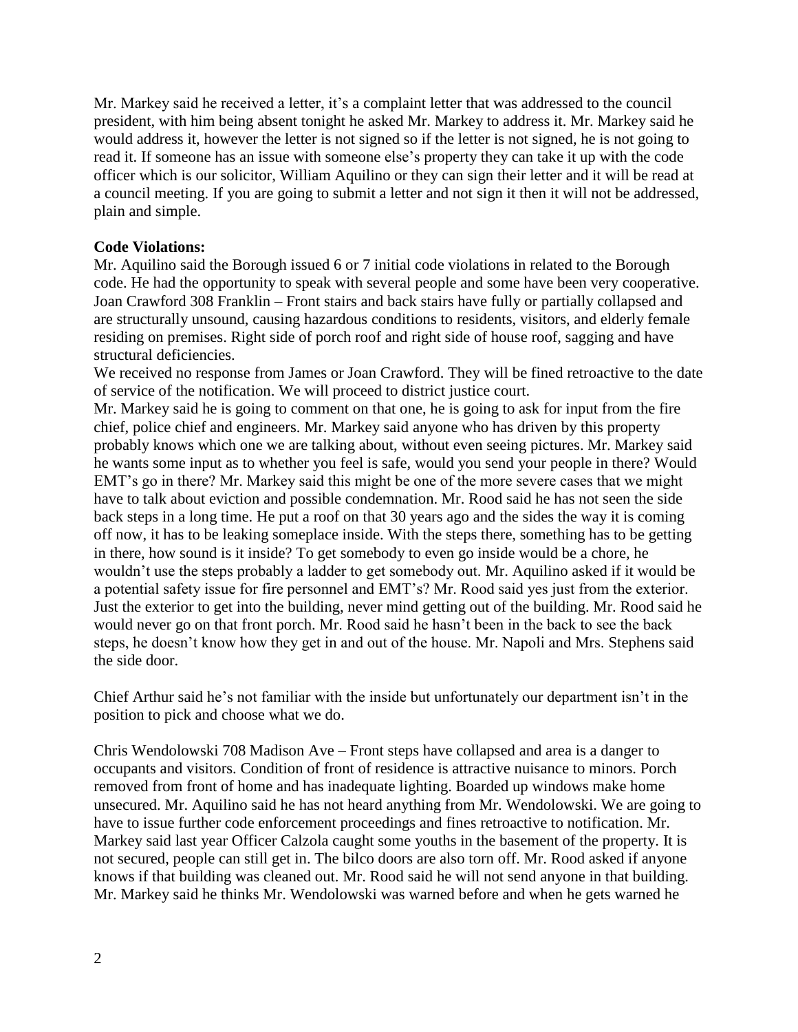Mr. Markey said he received a letter, it's a complaint letter that was addressed to the council president, with him being absent tonight he asked Mr. Markey to address it. Mr. Markey said he would address it, however the letter is not signed so if the letter is not signed, he is not going to read it. If someone has an issue with someone else's property they can take it up with the code officer which is our solicitor, William Aquilino or they can sign their letter and it will be read at a council meeting. If you are going to submit a letter and not sign it then it will not be addressed, plain and simple.

**Code Violations:**

Mr. Aquilino said the Borough issued 6 or 7 initial code violations in related to the Borough code. He had the opportunity to speak with several people and some have been very cooperative.

Joan Crawford 308 Franklin – Front stairs and back stairs have fully or partially collapsed and are structurally unsound, causing hazardous conditions to residents, visitors, and elderly female residing on premises. Right side of porch roof and right side of house roof, sagging and have structural deficiencies.

We received no response from James or Joan Crawford. They will be fined retroactive to the date of service of the notification. We will proceed to district justice court.

Mr. Markey said he is going to comment on that one, he is going to ask for input from the fire chief, police chief and engineers. Mr. Markey said anyone who has driven by this property probably knows which one we are talking about, without even seeing pictures. Mr. Markey said he wants some input as to whether you feel is safe, would you send your people in there? Would EMT's go in there? Mr. Markey said this might be one of the more severe cases that we might have to talk about eviction and possible condemnation. Mr. Rood said he has not seen the side back steps in a long time. He put a roof on that 30 years ago and the sides the way it is coming off now, it has to be leaking someplace inside. With the steps there, something has to be getting in there, how sound is it inside? To get somebody to even go inside would be a chore, he wouldn't use the steps probably a ladder to get somebody out. Mr. Aquilino asked if it would be a potential safety issue for fire personnel and EMT's? Mr. Rood said yes just from the exterior. Just the exterior to get into the building, never mind getting out of the building. Mr. Rood said he would never go on that front porch. Mr. Rood said he hasn't been in the back to see the back steps, he doesn't know how they get in and out of the house. Mr. Napoli and Mrs. Stephens said the side door.

Chief Arthur said he's not familiar with the inside but unfortunately our department isn't in the position to pick and choose what we do.

Chris Wendolowski 708 Madison Ave – Front steps have collapsed and area is a danger to occupants and visitors. Condition of front of residence is attractive nuisance to minors. Porch removed from front of home and has inadequate lighting. Boarded up windows make home unsecured. Mr. Aquilino said he has not heard anything from Mr. Wendolowski. We are going to have to issue further code enforcement proceedings and fines retroactive to notification. Mr. Markey said last year Officer Calzola caught some youths in the basement of the property. It is not secured, people can still get in. The bilco doors are also torn off. Mr. Rood asked if anyone knows if that building was cleaned out. Mr. Rood said he will not send anyone in that building. Mr. Markey said he thinks Mr. Wendolowski was warned before and when he gets warned he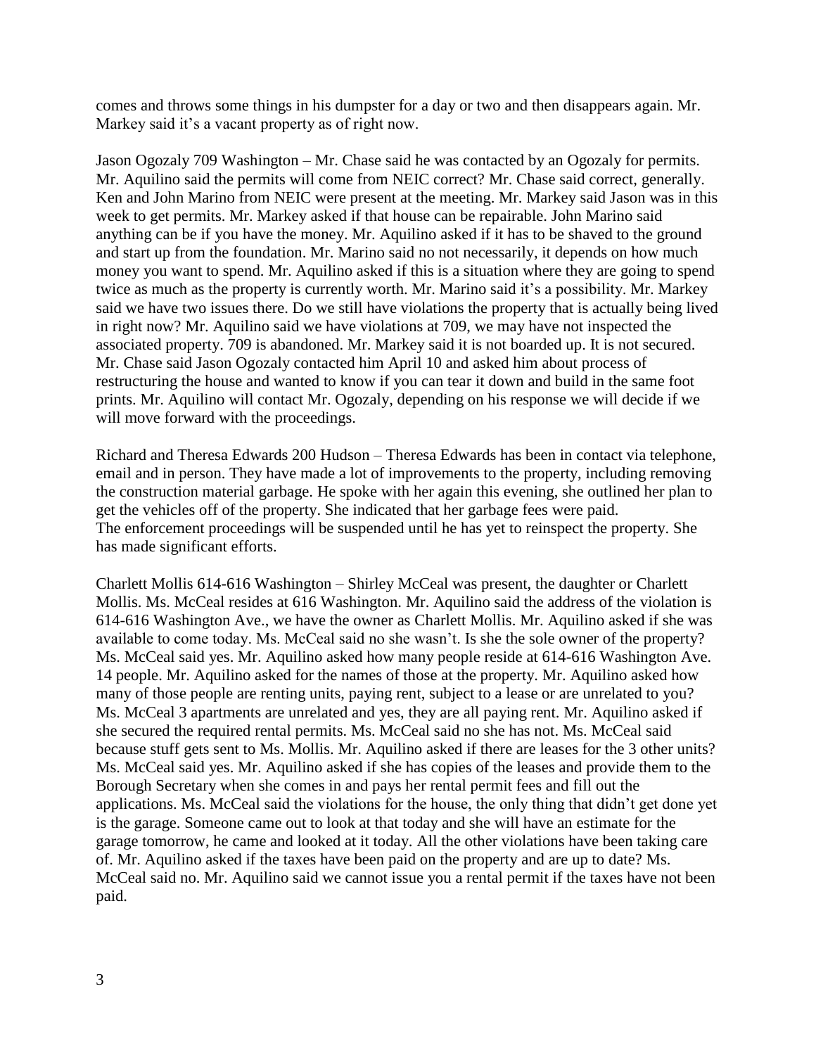comes and throws some things in his dumpster for a day or two and then disappears again. Mr. Markey said it's a vacant property as of right now.

Jason Ogozaly 709 Washington – Mr. Chase said he was contacted by an Ogozaly for permits. Mr. Aquilino said the permits will come from NEIC correct? Mr. Chase said correct, generally. Ken and John Marino from NEIC were present at the meeting. Mr. Markey said Jason was in this week to get permits. Mr. Markey asked if that house can be repairable. John Marino said anything can be if you have the money. Mr. Aquilino asked if it has to be shaved to the ground and start up from the foundation. Mr. Marino said no not necessarily, it depends on how much money you want to spend. Mr. Aquilino asked if this is a situation where they are going to spend twice as much as the property is currently worth. Mr. Marino said it's a possibility. Mr. Markey said we have two issues there. Do we still have violations the property that is actually being lived in right now? Mr. Aquilino said we have violations at 709, we may have not inspected the associated property. 709 is abandoned. Mr. Markey said it is not boarded up. It is not secured. Mr. Chase said Jason Ogozaly contacted him April 10 and asked him about process of restructuring the house and wanted to know if you can tear it down and build in the same foot prints. Mr. Aquilino will contact Mr. Ogozaly, depending on his response we will decide if we will move forward with the proceedings.

Richard and Theresa Edwards 200 Hudson – Theresa Edwards has been in contact via telephone, email and in person. They have made a lot of improvements to the property, including removing the construction material garbage. He spoke with her again this evening, she outlined her plan to get the vehicles off of the property. She indicated that her garbage fees were paid.
The enforcement proceedings will be suspended until he has yet to reinspect the property. She has made significant efforts.

Charlett Mollis 614-616 Washington – Shirley McCeal was present, the daughter or Charlett Mollis. Ms. McCeal resides at 616 Washington. Mr. Aquilino said the address of the violation is 614-616 Washington Ave., we have the owner as Charlett Mollis. Mr. Aquilino asked if she was available to come today. Ms. McCeal said no she wasn't. Is she the sole owner of the property? Ms. McCeal said yes. Mr. Aquilino asked how many people reside at 614-616 Washington Ave. 14 people. Mr. Aquilino asked for the names of those at the property. Mr. Aquilino asked how many of those people are renting units, paying rent, subject to a lease or are unrelated to you? Ms. McCeal 3 apartments are unrelated and yes, they are all paying rent. Mr. Aquilino asked if she secured the required rental permits. Ms. McCeal said no she has not. Ms. McCeal said because stuff gets sent to Ms. Mollis. Mr. Aquilino asked if there are leases for the 3 other units? Ms. McCeal said yes. Mr. Aquilino asked if she has copies of the leases and provide them to the Borough Secretary when she comes in and pays her rental permit fees and fill out the applications. Ms. McCeal said the violations for the house, the only thing that didn't get done yet is the garage. Someone came out to look at that today and she will have an estimate for the garage tomorrow, he came and looked at it today. All the other violations have been taking care of. Mr. Aquilino asked if the taxes have been paid on the property and are up to date? Ms. McCeal said no. Mr. Aquilino said we cannot issue you a rental permit if the taxes have not been paid.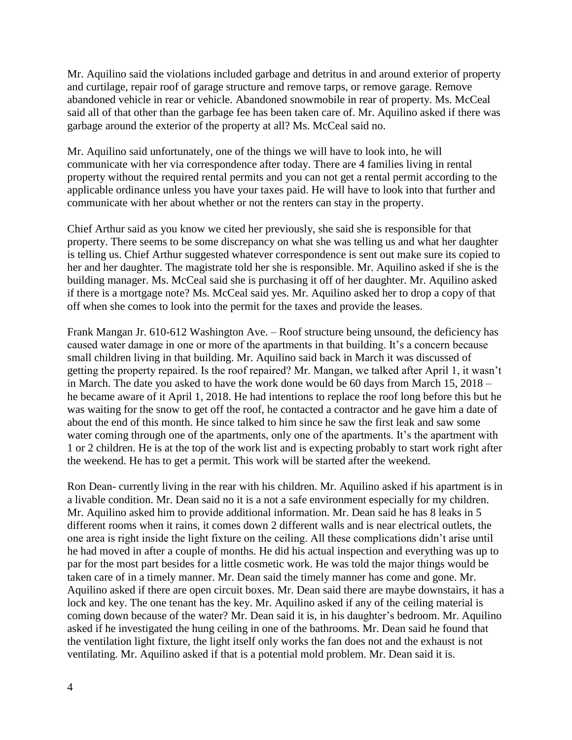Mr. Aquilino said the violations included garbage and detritus in and around exterior of property and curtilage, repair roof of garage structure and remove tarps, or remove garage. Remove abandoned vehicle in rear or vehicle. Abandoned snowmobile in rear of property. Ms. McCeal said all of that other than the garbage fee has been taken care of. Mr. Aquilino asked if there was garbage around the exterior of the property at all? Ms. McCeal said no.

Mr. Aquilino said unfortunately, one of the things we will have to look into, he will communicate with her via correspondence after today. There are 4 families living in rental property without the required rental permits and you can not get a rental permit according to the applicable ordinance unless you have your taxes paid. He will have to look into that further and communicate with her about whether or not the renters can stay in the property.

Chief Arthur said as you know we cited her previously, she said she is responsible for that property. There seems to be some discrepancy on what she was telling us and what her daughter is telling us. Chief Arthur suggested whatever correspondence is sent out make sure its copied to her and her daughter. The magistrate told her she is responsible. Mr. Aquilino asked if she is the building manager. Ms. McCeal said she is purchasing it off of her daughter. Mr. Aquilino asked if there is a mortgage note? Ms. McCeal said yes. Mr. Aquilino asked her to drop a copy of that off when she comes to look into the permit for the taxes and provide the leases.

Frank Mangan Jr. 610-612 Washington Ave. – Roof structure being unsound, the deficiency has caused water damage in one or more of the apartments in that building. It's a concern because small children living in that building. Mr. Aquilino said back in March it was discussed of getting the property repaired. Is the roof repaired? Mr. Mangan, we talked after April 1, it wasn't in March. The date you asked to have the work done would be 60 days from March 15, 2018 – he became aware of it April 1, 2018. He had intentions to replace the roof long before this but he was waiting for the snow to get off the roof, he contacted a contractor and he gave him a date of about the end of this month. He since talked to him since he saw the first leak and saw some water coming through one of the apartments, only one of the apartments. It's the apartment with 1 or 2 children. He is at the top of the work list and is expecting probably to start work right after the weekend. He has to get a permit. This work will be started after the weekend.

Ron Dean- currently living in the rear with his children. Mr. Aquilino asked if his apartment is in a livable condition. Mr. Dean said no it is a not a safe environment especially for my children. Mr. Aquilino asked him to provide additional information. Mr. Dean said he has 8 leaks in 5 different rooms when it rains, it comes down 2 different walls and is near electrical outlets, the one area is right inside the light fixture on the ceiling. All these complications didn't arise until he had moved in after a couple of months. He did his actual inspection and everything was up to par for the most part besides for a little cosmetic work. He was told the major things would be taken care of in a timely manner. Mr. Dean said the timely manner has come and gone. Mr. Aquilino asked if there are open circuit boxes. Mr. Dean said there are maybe downstairs, it has a lock and key. The one tenant has the key. Mr. Aquilino asked if any of the ceiling material is coming down because of the water? Mr. Dean said it is, in his daughter's bedroom. Mr. Aquilino asked if he investigated the hung ceiling in one of the bathrooms. Mr. Dean said he found that the ventilation light fixture, the light itself only works the fan does not and the exhaust is not ventilating. Mr. Aquilino asked if that is a potential mold problem. Mr. Dean said it is.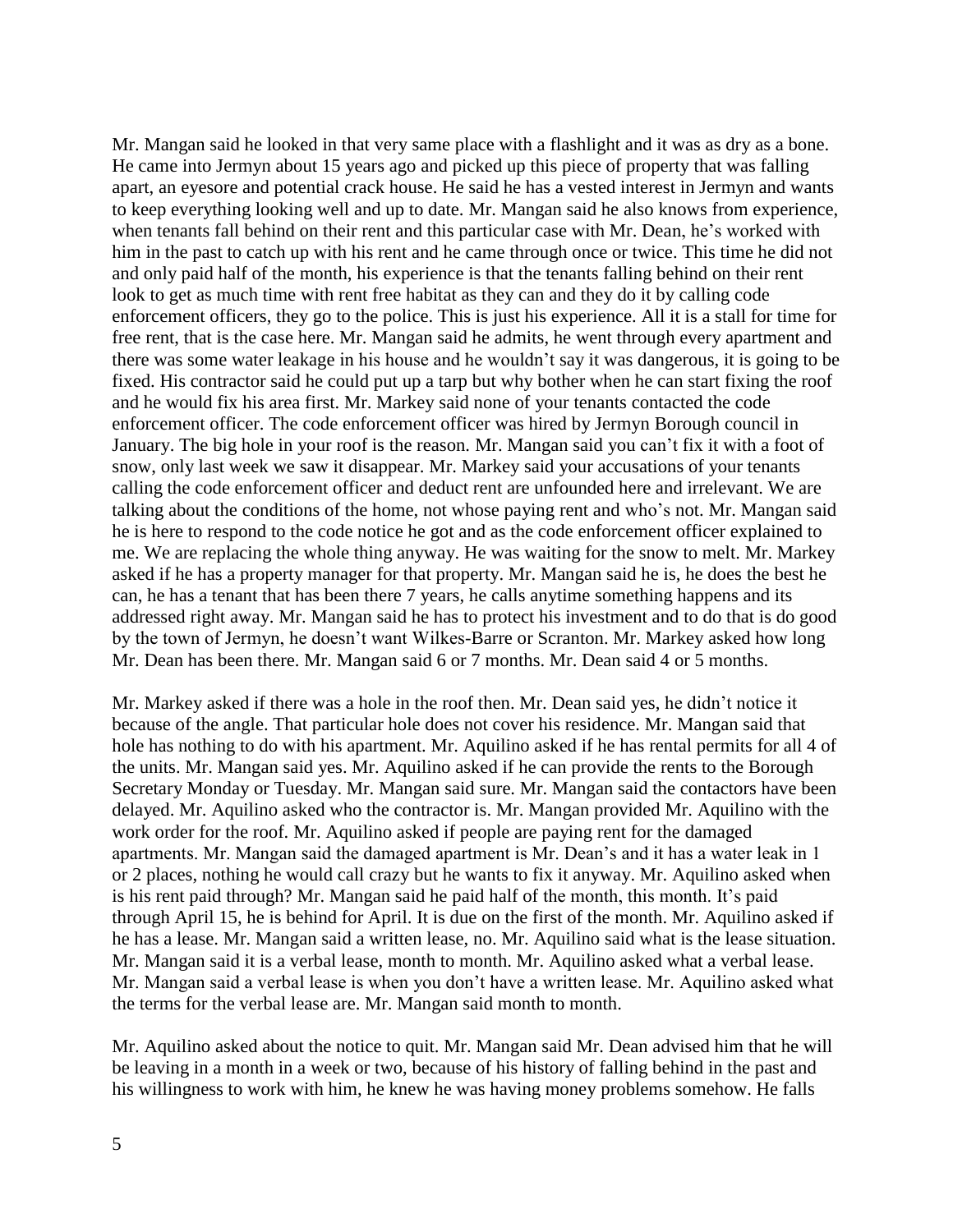Mr. Mangan said he looked in that very same place with a flashlight and it was as dry as a bone. He came into Jermyn about 15 years ago and picked up this piece of property that was falling apart, an eyesore and potential crack house. He said he has a vested interest in Jermyn and wants to keep everything looking well and up to date. Mr. Mangan said he also knows from experience, when tenants fall behind on their rent and this particular case with Mr. Dean, he's worked with him in the past to catch up with his rent and he came through once or twice. This time he did not and only paid half of the month, his experience is that the tenants falling behind on their rent look to get as much time with rent free habitat as they can and they do it by calling code enforcement officers, they go to the police. This is just his experience. All it is a stall for time for free rent, that is the case here. Mr. Mangan said he admits, he went through every apartment and there was some water leakage in his house and he wouldn't say it was dangerous, it is going to be fixed. His contractor said he could put up a tarp but why bother when he can start fixing the roof and he would fix his area first. Mr. Markey said none of your tenants contacted the code enforcement officer. The code enforcement officer was hired by Jermyn Borough council in January. The big hole in your roof is the reason. Mr. Mangan said you can't fix it with a foot of snow, only last week we saw it disappear. Mr. Markey said your accusations of your tenants calling the code enforcement officer and deduct rent are unfounded here and irrelevant. We are talking about the conditions of the home, not whose paying rent and who's not. Mr. Mangan said he is here to respond to the code notice he got and as the code enforcement officer explained to me. We are replacing the whole thing anyway. He was waiting for the snow to melt. Mr. Markey asked if he has a property manager for that property. Mr. Mangan said he is, he does the best he can, he has a tenant that has been there 7 years, he calls anytime something happens and its addressed right away. Mr. Mangan said he has to protect his investment and to do that is do good by the town of Jermyn, he doesn't want Wilkes-Barre or Scranton. Mr. Markey asked how long Mr. Dean has been there. Mr. Mangan said 6 or 7 months. Mr. Dean said 4 or 5 months.

Mr. Markey asked if there was a hole in the roof then. Mr. Dean said yes, he didn't notice it because of the angle. That particular hole does not cover his residence. Mr. Mangan said that hole has nothing to do with his apartment. Mr. Aquilino asked if he has rental permits for all 4 of the units. Mr. Mangan said yes. Mr. Aquilino asked if he can provide the rents to the Borough Secretary Monday or Tuesday. Mr. Mangan said sure. Mr. Mangan said the contactors have been delayed. Mr. Aquilino asked who the contractor is. Mr. Mangan provided Mr. Aquilino with the work order for the roof. Mr. Aquilino asked if people are paying rent for the damaged apartments. Mr. Mangan said the damaged apartment is Mr. Dean's and it has a water leak in 1 or 2 places, nothing he would call crazy but he wants to fix it anyway. Mr. Aquilino asked when is his rent paid through? Mr. Mangan said he paid half of the month, this month. It's paid through April 15, he is behind for April. It is due on the first of the month. Mr. Aquilino asked if he has a lease. Mr. Mangan said a written lease, no. Mr. Aquilino said what is the lease situation. Mr. Mangan said it is a verbal lease, month to month. Mr. Aquilino asked what a verbal lease. Mr. Mangan said a verbal lease is when you don't have a written lease. Mr. Aquilino asked what the terms for the verbal lease are. Mr. Mangan said month to month.

Mr. Aquilino asked about the notice to quit. Mr. Mangan said Mr. Dean advised him that he will be leaving in a month in a week or two, because of his history of falling behind in the past and his willingness to work with him, he knew he was having money problems somehow. He falls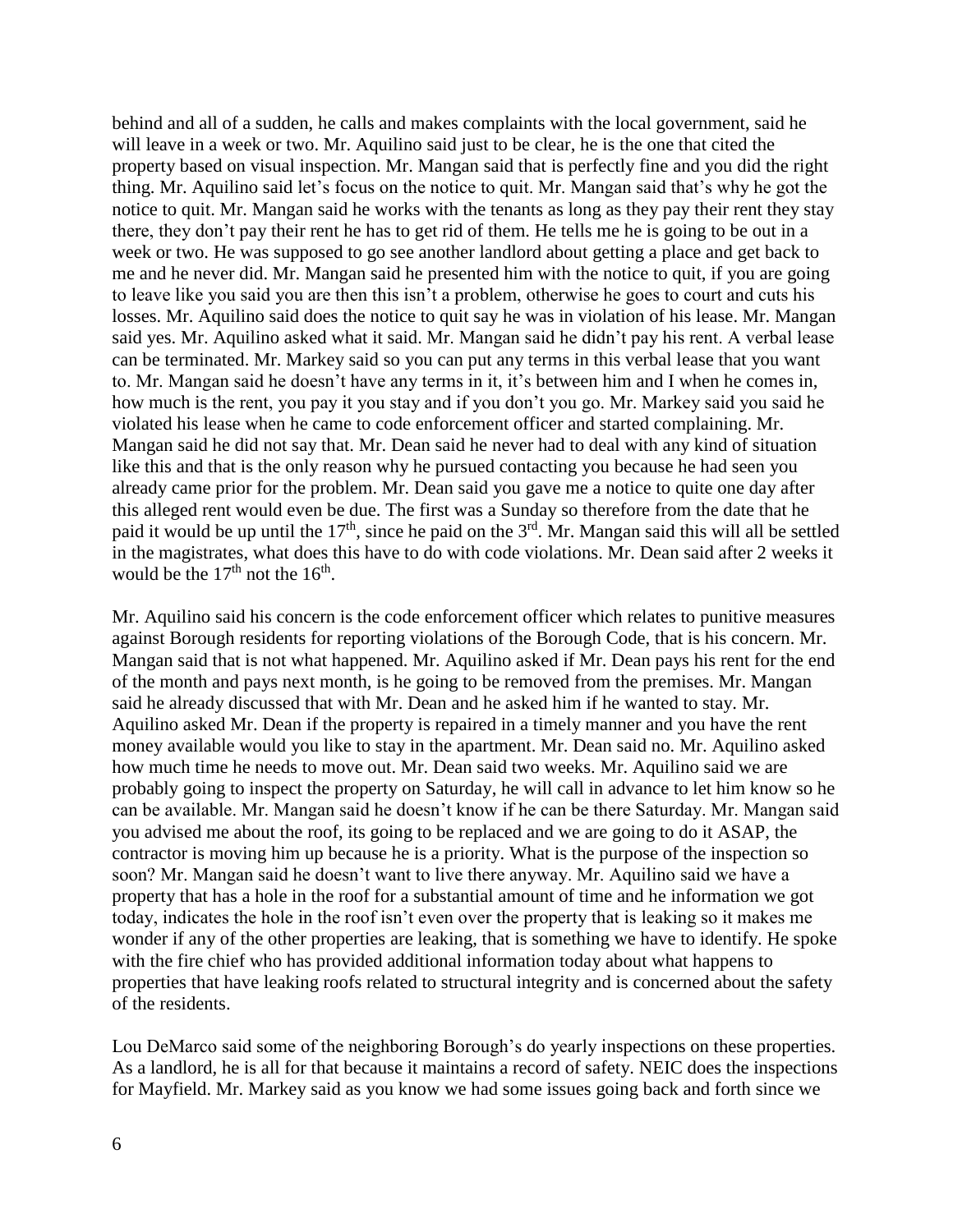behind and all of a sudden, he calls and makes complaints with the local government, said he will leave in a week or two. Mr. Aquilino said just to be clear, he is the one that cited the property based on visual inspection. Mr. Mangan said that is perfectly fine and you did the right thing. Mr. Aquilino said let's focus on the notice to quit. Mr. Mangan said that's why he got the notice to quit. Mr. Mangan said he works with the tenants as long as they pay their rent they stay there, they don't pay their rent he has to get rid of them. He tells me he is going to be out in a week or two. He was supposed to go see another landlord about getting a place and get back to me and he never did. Mr. Mangan said he presented him with the notice to quit, if you are going to leave like you said you are then this isn't a problem, otherwise he goes to court and cuts his losses. Mr. Aquilino said does the notice to quit say he was in violation of his lease. Mr. Mangan said yes. Mr. Aquilino asked what it said. Mr. Mangan said he didn't pay his rent. A verbal lease can be terminated. Mr. Markey said so you can put any terms in this verbal lease that you want to. Mr. Mangan said he doesn't have any terms in it, it's between him and I when he comes in, how much is the rent, you pay it you stay and if you don't you go. Mr. Markey said you said he violated his lease when he came to code enforcement officer and started complaining. Mr. Mangan said he did not say that. Mr. Dean said he never had to deal with any kind of situation like this and that is the only reason why he pursued contacting you because he had seen you already came prior for the problem. Mr. Dean said you gave me a notice to quite one day after this alleged rent would even be due. The first was a Sunday so therefore from the date that he paid it would be up until the 17th, since he paid on the 3rd. Mr. Mangan said this will all be settled in the magistrates, what does this have to do with code violations. Mr. Dean said after 2 weeks it would be the 17th not the 16th.

Mr. Aquilino said his concern is the code enforcement officer which relates to punitive measures against Borough residents for reporting violations of the Borough Code, that is his concern. Mr. Mangan said that is not what happened. Mr. Aquilino asked if Mr. Dean pays his rent for the end of the month and pays next month, is he going to be removed from the premises. Mr. Mangan said he already discussed that with Mr. Dean and he asked him if he wanted to stay. Mr. Aquilino asked Mr. Dean if the property is repaired in a timely manner and you have the rent money available would you like to stay in the apartment. Mr. Dean said no. Mr. Aquilino asked how much time he needs to move out. Mr. Dean said two weeks. Mr. Aquilino said we are probably going to inspect the property on Saturday, he will call in advance to let him know so he can be available. Mr. Mangan said he doesn't know if he can be there Saturday. Mr. Mangan said you advised me about the roof, its going to be replaced and we are going to do it ASAP, the contractor is moving him up because he is a priority. What is the purpose of the inspection so soon? Mr. Mangan said he doesn't want to live there anyway. Mr. Aquilino said we have a property that has a hole in the roof for a substantial amount of time and he information we got today, indicates the hole in the roof isn't even over the property that is leaking so it makes me wonder if any of the other properties are leaking, that is something we have to identify. He spoke with the fire chief who has provided additional information today about what happens to properties that have leaking roofs related to structural integrity and is concerned about the safety of the residents.

Lou DeMarco said some of the neighboring Borough's do yearly inspections on these properties. As a landlord, he is all for that because it maintains a record of safety. NEIC does the inspections for Mayfield. Mr. Markey said as you know we had some issues going back and forth since we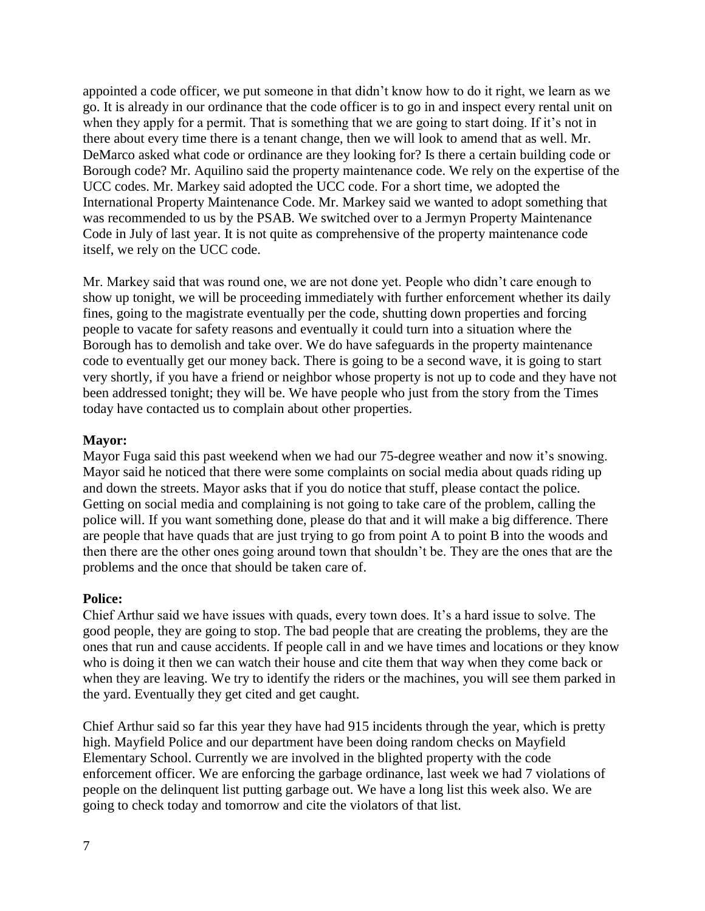appointed a code officer, we put someone in that didn't know how to do it right, we learn as we go. It is already in our ordinance that the code officer is to go in and inspect every rental unit on when they apply for a permit. That is something that we are going to start doing. If it's not in there about every time there is a tenant change, then we will look to amend that as well. Mr. DeMarco asked what code or ordinance are they looking for? Is there a certain building code or Borough code? Mr. Aquilino said the property maintenance code. We rely on the expertise of the UCC codes. Mr. Markey said adopted the UCC code. For a short time, we adopted the International Property Maintenance Code. Mr. Markey said we wanted to adopt something that was recommended to us by the PSAB. We switched over to a Jermyn Property Maintenance Code in July of last year. It is not quite as comprehensive of the property maintenance code itself, we rely on the UCC code.

Mr. Markey said that was round one, we are not done yet. People who didn't care enough to show up tonight, we will be proceeding immediately with further enforcement whether its daily fines, going to the magistrate eventually per the code, shutting down properties and forcing people to vacate for safety reasons and eventually it could turn into a situation where the Borough has to demolish and take over. We do have safeguards in the property maintenance code to eventually get our money back. There is going to be a second wave, it is going to start very shortly, if you have a friend or neighbor whose property is not up to code and they have not been addressed tonight; they will be. We have people who just from the story from the Times today have contacted us to complain about other properties.

**Mayor:**
Mayor Fuga said this past weekend when we had our 75-degree weather and now it's snowing. Mayor said he noticed that there were some complaints on social media about quads riding up and down the streets. Mayor asks that if you do notice that stuff, please contact the police. Getting on social media and complaining is not going to take care of the problem, calling the police will. If you want something done, please do that and it will make a big difference. There are people that have quads that are just trying to go from point A to point B into the woods and then there are the other ones going around town that shouldn't be. They are the ones that are the problems and the once that should be taken care of.

**Police:**
Chief Arthur said we have issues with quads, every town does. It's a hard issue to solve. The good people, they are going to stop. The bad people that are creating the problems, they are the ones that run and cause accidents. If people call in and we have times and locations or they know who is doing it then we can watch their house and cite them that way when they come back or when they are leaving. We try to identify the riders or the machines, you will see them parked in the yard. Eventually they get cited and get caught.

Chief Arthur said so far this year they have had 915 incidents through the year, which is pretty high. Mayfield Police and our department have been doing random checks on Mayfield Elementary School. Currently we are involved in the blighted property with the code enforcement officer. We are enforcing the garbage ordinance, last week we had 7 violations of people on the delinquent list putting garbage out. We have a long list this week also. We are going to check today and tomorrow and cite the violators of that list.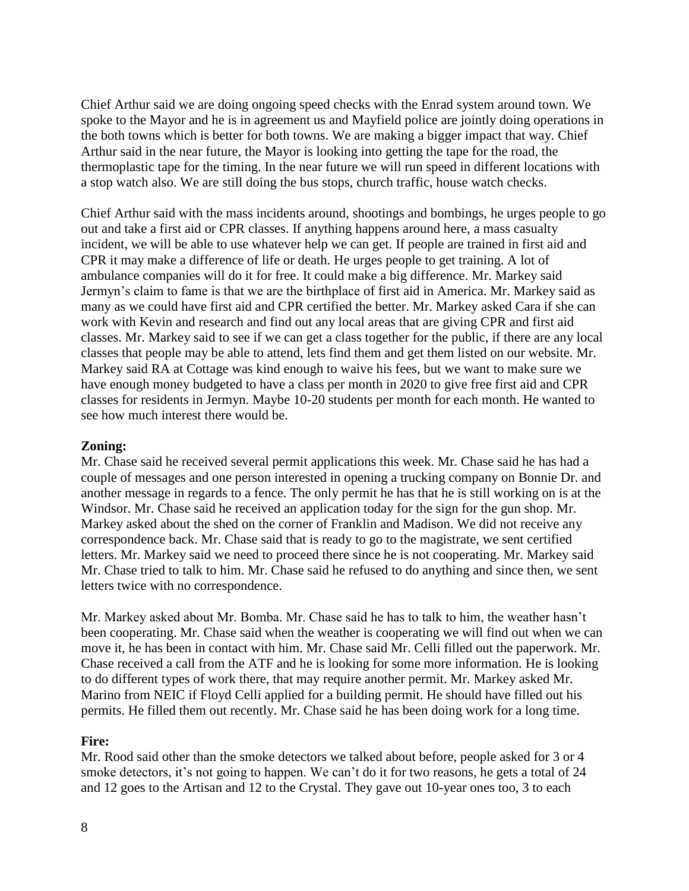Chief Arthur said we are doing ongoing speed checks with the Enrad system around town. We spoke to the Mayor and he is in agreement us and Mayfield police are jointly doing operations in the both towns which is better for both towns. We are making a bigger impact that way. Chief Arthur said in the near future, the Mayor is looking into getting the tape for the road, the thermoplastic tape for the timing. In the near future we will run speed in different locations with a stop watch also. We are still doing the bus stops, church traffic, house watch checks.

Chief Arthur said with the mass incidents around, shootings and bombings, he urges people to go out and take a first aid or CPR classes. If anything happens around here, a mass casualty incident, we will be able to use whatever help we can get. If people are trained in first aid and CPR it may make a difference of life or death. He urges people to get training. A lot of ambulance companies will do it for free. It could make a big difference. Mr. Markey said Jermyn's claim to fame is that we are the birthplace of first aid in America. Mr. Markey said as many as we could have first aid and CPR certified the better. Mr. Markey asked Cara if she can work with Kevin and research and find out any local areas that are giving CPR and first aid classes. Mr. Markey said to see if we can get a class together for the public, if there are any local classes that people may be able to attend, lets find them and get them listed on our website. Mr. Markey said RA at Cottage was kind enough to waive his fees, but we want to make sure we have enough money budgeted to have a class per month in 2020 to give free first aid and CPR classes for residents in Jermyn. Maybe 10-20 students per month for each month. He wanted to see how much interest there would be.

**Zoning:**
Mr. Chase said he received several permit applications this week. Mr. Chase said he has had a couple of messages and one person interested in opening a trucking company on Bonnie Dr. and another message in regards to a fence. The only permit he has that he is still working on is at the Windsor. Mr. Chase said he received an application today for the sign for the gun shop. Mr. Markey asked about the shed on the corner of Franklin and Madison. We did not receive any correspondence back. Mr. Chase said that is ready to go to the magistrate, we sent certified letters. Mr. Markey said we need to proceed there since he is not cooperating. Mr. Markey said Mr. Chase tried to talk to him. Mr. Chase said he refused to do anything and since then, we sent letters twice with no correspondence.

Mr. Markey asked about Mr. Bomba. Mr. Chase said he has to talk to him, the weather hasn't been cooperating. Mr. Chase said when the weather is cooperating we will find out when we can move it, he has been in contact with him. Mr. Chase said Mr. Celli filled out the paperwork. Mr. Chase received a call from the ATF and he is looking for some more information. He is looking to do different types of work there, that may require another permit. Mr. Markey asked Mr. Marino from NEIC if Floyd Celli applied for a building permit. He should have filled out his permits. He filled them out recently. Mr. Chase said he has been doing work for a long time.

**Fire:**
Mr. Rood said other than the smoke detectors we talked about before, people asked for 3 or 4 smoke detectors, it's not going to happen. We can't do it for two reasons, he gets a total of 24 and 12 goes to the Artisan and 12 to the Crystal. They gave out 10-year ones too, 3 to each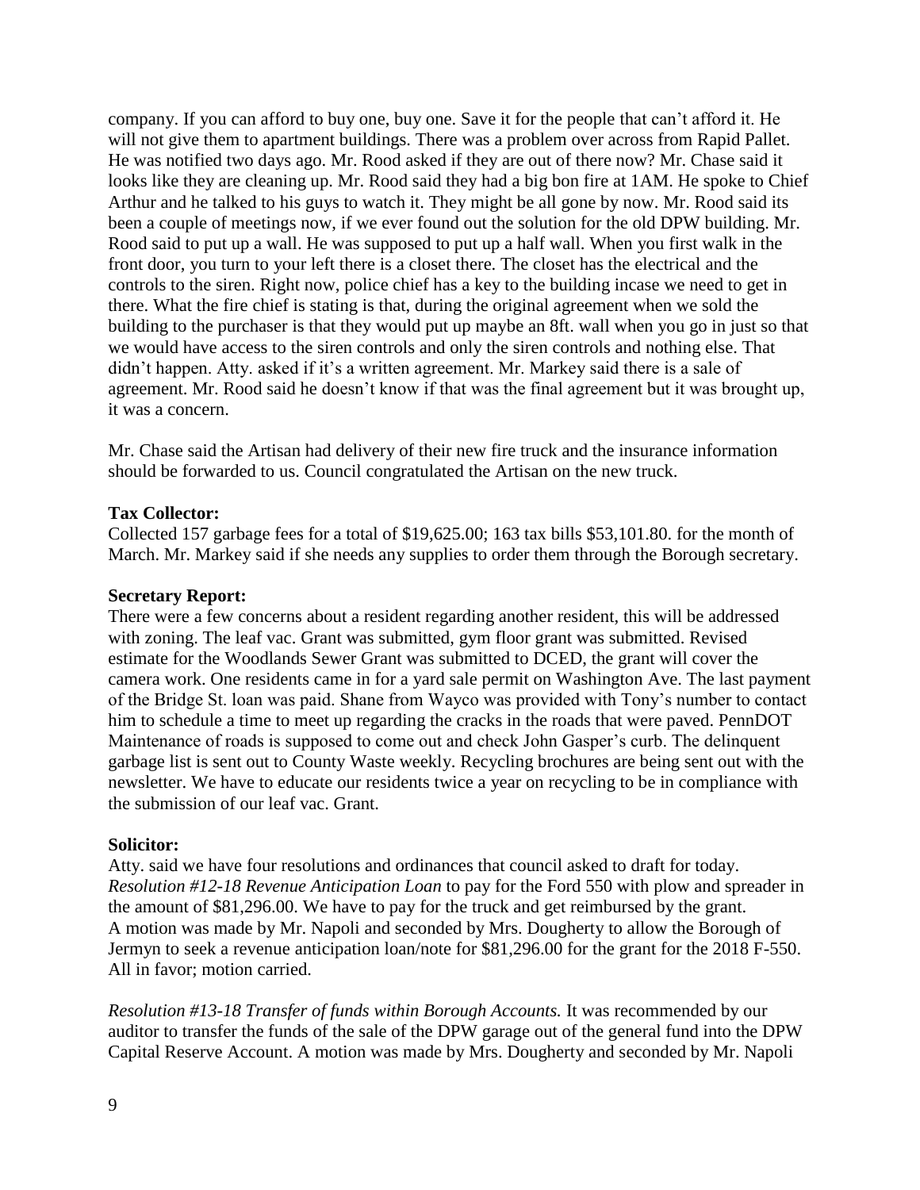company. If you can afford to buy one, buy one. Save it for the people that can't afford it. He will not give them to apartment buildings. There was a problem over across from Rapid Pallet. He was notified two days ago. Mr. Rood asked if they are out of there now? Mr. Chase said it looks like they are cleaning up. Mr. Rood said they had a big bon fire at 1AM. He spoke to Chief Arthur and he talked to his guys to watch it. They might be all gone by now. Mr. Rood said its been a couple of meetings now, if we ever found out the solution for the old DPW building. Mr. Rood said to put up a wall. He was supposed to put up a half wall. When you first walk in the front door, you turn to your left there is a closet there. The closet has the electrical and the controls to the siren. Right now, police chief has a key to the building incase we need to get in there. What the fire chief is stating is that, during the original agreement when we sold the building to the purchaser is that they would put up maybe an 8ft. wall when you go in just so that we would have access to the siren controls and only the siren controls and nothing else. That didn't happen. Atty. asked if it's a written agreement. Mr. Markey said there is a sale of agreement. Mr. Rood said he doesn't know if that was the final agreement but it was brought up, it was a concern.

Mr. Chase said the Artisan had delivery of their new fire truck and the insurance information should be forwarded to us. Council congratulated the Artisan on the new truck.

**Tax Collector:**
Collected 157 garbage fees for a total of $19,625.00; 163 tax bills $53,101.80. for the month of March. Mr. Markey said if she needs any supplies to order them through the Borough secretary.

**Secretary Report:**
There were a few concerns about a resident regarding another resident, this will be addressed with zoning. The leaf vac. Grant was submitted, gym floor grant was submitted. Revised estimate for the Woodlands Sewer Grant was submitted to DCED, the grant will cover the camera work. One residents came in for a yard sale permit on Washington Ave. The last payment of the Bridge St. loan was paid. Shane from Wayco was provided with Tony's number to contact him to schedule a time to meet up regarding the cracks in the roads that were paved. PennDOT Maintenance of roads is supposed to come out and check John Gasper's curb. The delinquent garbage list is sent out to County Waste weekly. Recycling brochures are being sent out with the newsletter. We have to educate our residents twice a year on recycling to be in compliance with the submission of our leaf vac. Grant.

**Solicitor:**
Atty. said we have four resolutions and ordinances that council asked to draft for today. *Resolution #12-18 Revenue Anticipation Loan* to pay for the Ford 550 with plow and spreader in the amount of $81,296.00. We have to pay for the truck and get reimbursed by the grant. A motion was made by Mr. Napoli and seconded by Mrs. Dougherty to allow the Borough of Jermyn to seek a revenue anticipation loan/note for $81,296.00 for the grant for the 2018 F-550. All in favor; motion carried.

*Resolution #13-18 Transfer of funds within Borough Accounts.* It was recommended by our auditor to transfer the funds of the sale of the DPW garage out of the general fund into the DPW Capital Reserve Account. A motion was made by Mrs. Dougherty and seconded by Mr. Napoli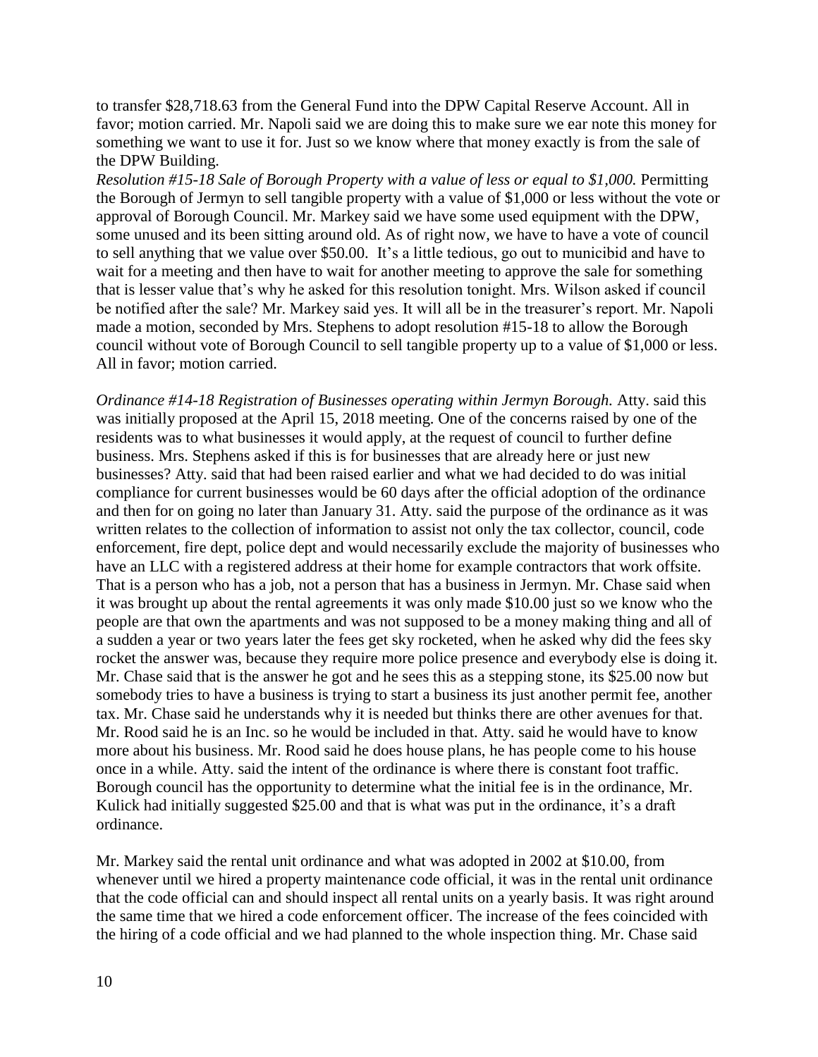to transfer $28,718.63 from the General Fund into the DPW Capital Reserve Account. All in favor; motion carried. Mr. Napoli said we are doing this to make sure we ear note this money for something we want to use it for. Just so we know where that money exactly is from the sale of the DPW Building.

*Resolution #15-18 Sale of Borough Property with a value of less or equal to $1,000.* Permitting the Borough of Jermyn to sell tangible property with a value of $1,000 or less without the vote or approval of Borough Council. Mr. Markey said we have some used equipment with the DPW, some unused and its been sitting around old. As of right now, we have to have a vote of council to sell anything that we value over $50.00. It's a little tedious, go out to municibid and have to wait for a meeting and then have to wait for another meeting to approve the sale for something that is lesser value that's why he asked for this resolution tonight. Mrs. Wilson asked if council be notified after the sale? Mr. Markey said yes. It will all be in the treasurer's report. Mr. Napoli made a motion, seconded by Mrs. Stephens to adopt resolution #15-18 to allow the Borough council without vote of Borough Council to sell tangible property up to a value of $1,000 or less. All in favor; motion carried.

*Ordinance #14-18 Registration of Businesses operating within Jermyn Borough.* Atty. said this was initially proposed at the April 15, 2018 meeting. One of the concerns raised by one of the residents was to what businesses it would apply, at the request of council to further define business. Mrs. Stephens asked if this is for businesses that are already here or just new businesses? Atty. said that had been raised earlier and what we had decided to do was initial compliance for current businesses would be 60 days after the official adoption of the ordinance and then for on going no later than January 31. Atty. said the purpose of the ordinance as it was written relates to the collection of information to assist not only the tax collector, council, code enforcement, fire dept, police dept and would necessarily exclude the majority of businesses who have an LLC with a registered address at their home for example contractors that work offsite. That is a person who has a job, not a person that has a business in Jermyn. Mr. Chase said when it was brought up about the rental agreements it was only made $10.00 just so we know who the people are that own the apartments and was not supposed to be a money making thing and all of a sudden a year or two years later the fees get sky rocketed, when he asked why did the fees sky rocket the answer was, because they require more police presence and everybody else is doing it. Mr. Chase said that is the answer he got and he sees this as a stepping stone, its $25.00 now but somebody tries to have a business is trying to start a business its just another permit fee, another tax. Mr. Chase said he understands why it is needed but thinks there are other avenues for that. Mr. Rood said he is an Inc. so he would be included in that. Atty. said he would have to know more about his business. Mr. Rood said he does house plans, he has people come to his house once in a while. Atty. said the intent of the ordinance is where there is constant foot traffic. Borough council has the opportunity to determine what the initial fee is in the ordinance, Mr. Kulick had initially suggested $25.00 and that is what was put in the ordinance, it's a draft ordinance.

Mr. Markey said the rental unit ordinance and what was adopted in 2002 at $10.00, from whenever until we hired a property maintenance code official, it was in the rental unit ordinance that the code official can and should inspect all rental units on a yearly basis. It was right around the same time that we hired a code enforcement officer. The increase of the fees coincided with the hiring of a code official and we had planned to the whole inspection thing. Mr. Chase said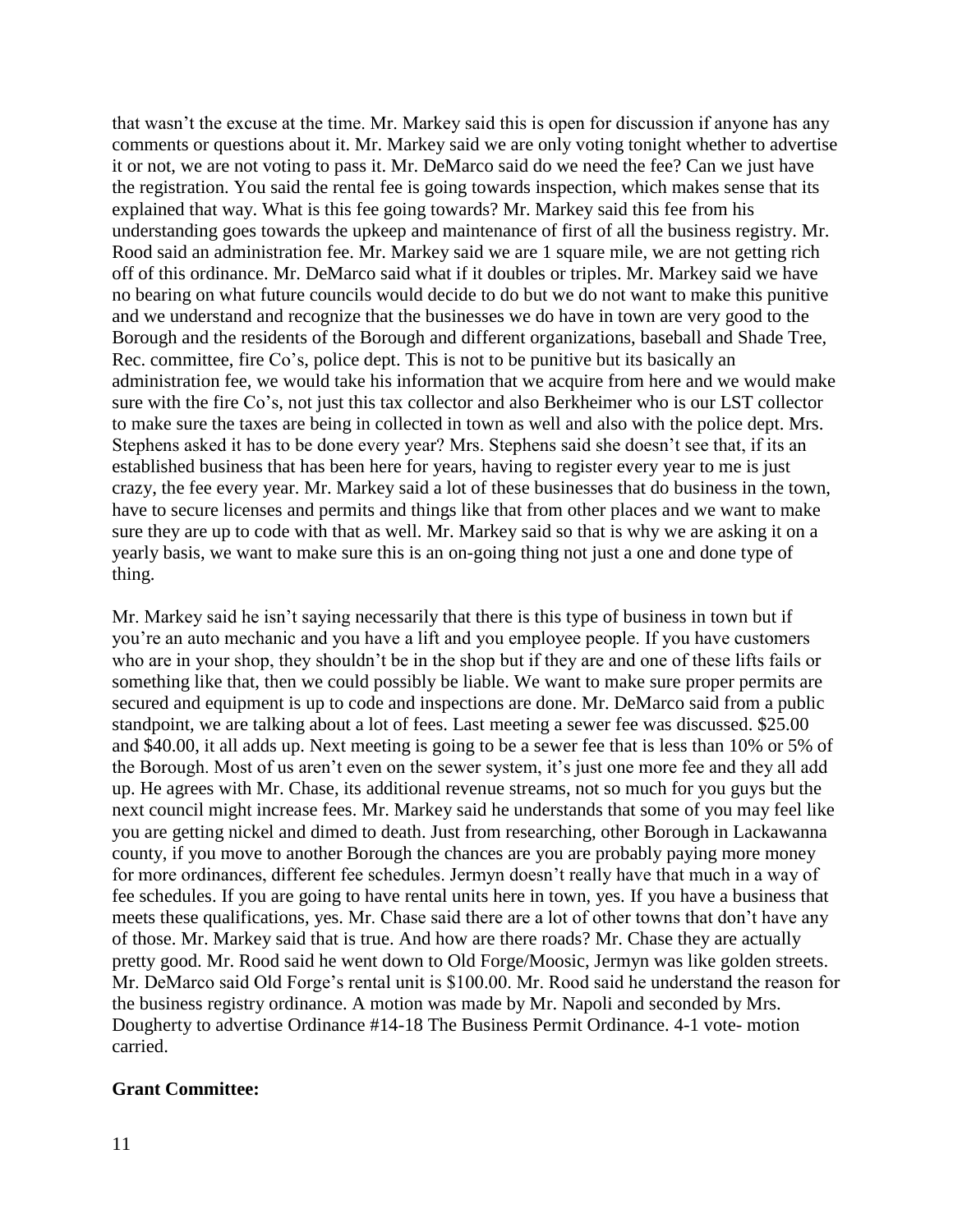that wasn't the excuse at the time. Mr. Markey said this is open for discussion if anyone has any comments or questions about it. Mr. Markey said we are only voting tonight whether to advertise it or not, we are not voting to pass it. Mr. DeMarco said do we need the fee? Can we just have the registration. You said the rental fee is going towards inspection, which makes sense that its explained that way. What is this fee going towards? Mr. Markey said this fee from his understanding goes towards the upkeep and maintenance of first of all the business registry. Mr. Rood said an administration fee. Mr. Markey said we are 1 square mile, we are not getting rich off of this ordinance. Mr. DeMarco said what if it doubles or triples. Mr. Markey said we have no bearing on what future councils would decide to do but we do not want to make this punitive and we understand and recognize that the businesses we do have in town are very good to the Borough and the residents of the Borough and different organizations, baseball and Shade Tree, Rec. committee, fire Co's, police dept. This is not to be punitive but its basically an administration fee, we would take his information that we acquire from here and we would make sure with the fire Co's, not just this tax collector and also Berkheimer who is our LST collector to make sure the taxes are being in collected in town as well and also with the police dept. Mrs. Stephens asked it has to be done every year? Mrs. Stephens said she doesn't see that, if its an established business that has been here for years, having to register every year to me is just crazy, the fee every year. Mr. Markey said a lot of these businesses that do business in the town, have to secure licenses and permits and things like that from other places and we want to make sure they are up to code with that as well. Mr. Markey said so that is why we are asking it on a yearly basis, we want to make sure this is an on-going thing not just a one and done type of thing.

Mr. Markey said he isn't saying necessarily that there is this type of business in town but if you're an auto mechanic and you have a lift and you employee people. If you have customers who are in your shop, they shouldn't be in the shop but if they are and one of these lifts fails or something like that, then we could possibly be liable. We want to make sure proper permits are secured and equipment is up to code and inspections are done. Mr. DeMarco said from a public standpoint, we are talking about a lot of fees. Last meeting a sewer fee was discussed. $25.00 and $40.00, it all adds up. Next meeting is going to be a sewer fee that is less than 10% or 5% of the Borough. Most of us aren't even on the sewer system, it's just one more fee and they all add up. He agrees with Mr. Chase, its additional revenue streams, not so much for you guys but the next council might increase fees. Mr. Markey said he understands that some of you may feel like you are getting nickel and dimed to death. Just from researching, other Borough in Lackawanna county, if you move to another Borough the chances are you are probably paying more money for more ordinances, different fee schedules. Jermyn doesn't really have that much in a way of fee schedules. If you are going to have rental units here in town, yes. If you have a business that meets these qualifications, yes. Mr. Chase said there are a lot of other towns that don't have any of those. Mr. Markey said that is true. And how are there roads? Mr. Chase they are actually pretty good. Mr. Rood said he went down to Old Forge/Moosic, Jermyn was like golden streets. Mr. DeMarco said Old Forge's rental unit is $100.00. Mr. Rood said he understand the reason for the business registry ordinance. A motion was made by Mr. Napoli and seconded by Mrs. Dougherty to advertise Ordinance #14-18 The Business Permit Ordinance. 4-1 vote- motion carried.

**Grant Committee:**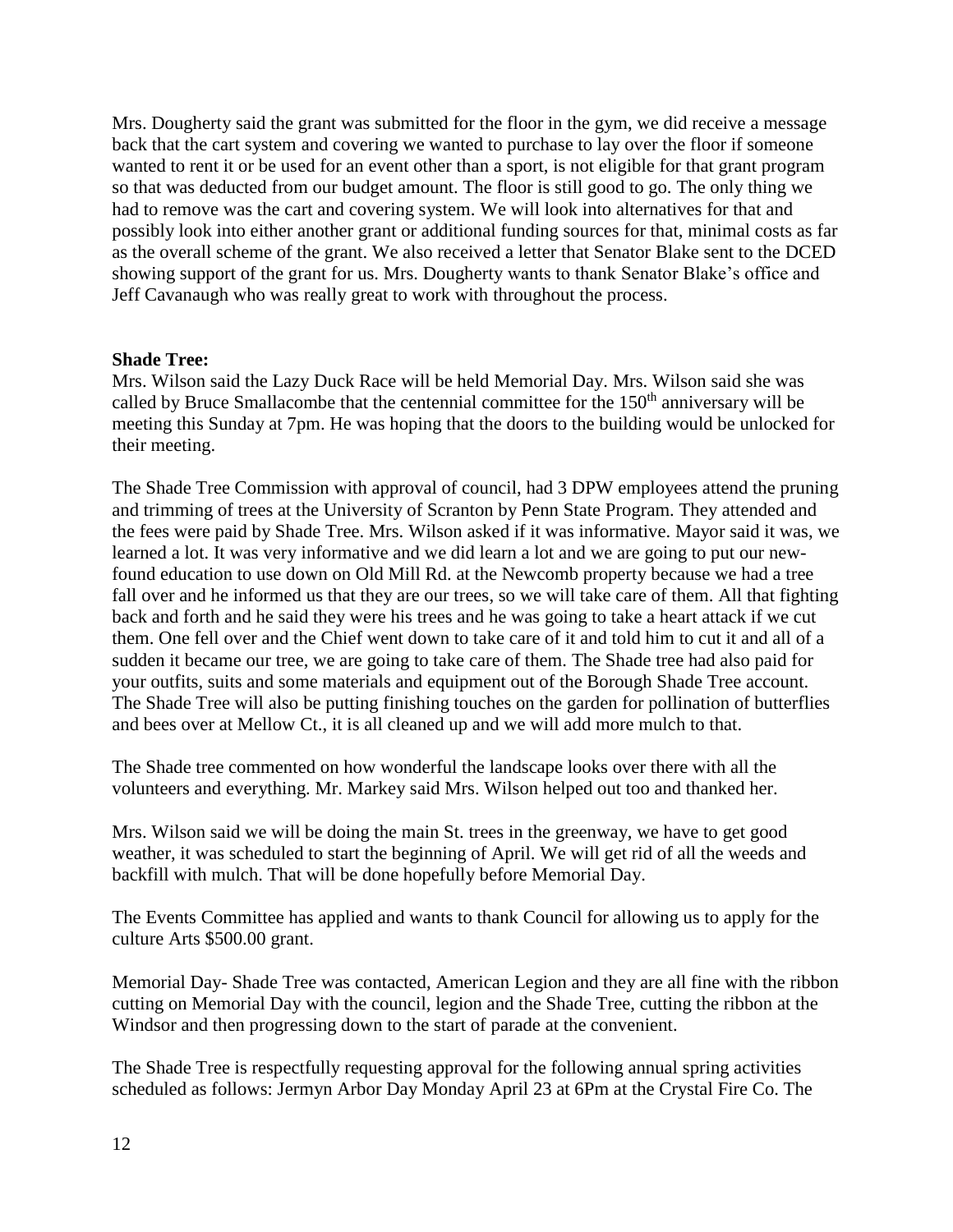Mrs. Dougherty said the grant was submitted for the floor in the gym, we did receive a message back that the cart system and covering we wanted to purchase to lay over the floor if someone wanted to rent it or be used for an event other than a sport, is not eligible for that grant program so that was deducted from our budget amount. The floor is still good to go. The only thing we had to remove was the cart and covering system. We will look into alternatives for that and possibly look into either another grant or additional funding sources for that, minimal costs as far as the overall scheme of the grant. We also received a letter that Senator Blake sent to the DCED showing support of the grant for us. Mrs. Dougherty wants to thank Senator Blake's office and Jeff Cavanaugh who was really great to work with throughout the process.

**Shade Tree:**

Mrs. Wilson said the Lazy Duck Race will be held Memorial Day. Mrs. Wilson said she was called by Bruce Smallacombe that the centennial committee for the 150th anniversary will be meeting this Sunday at 7pm. He was hoping that the doors to the building would be unlocked for their meeting.

The Shade Tree Commission with approval of council, had 3 DPW employees attend the pruning and trimming of trees at the University of Scranton by Penn State Program. They attended and the fees were paid by Shade Tree. Mrs. Wilson asked if it was informative. Mayor said it was, we learned a lot. It was very informative and we did learn a lot and we are going to put our new-found education to use down on Old Mill Rd. at the Newcomb property because we had a tree fall over and he informed us that they are our trees, so we will take care of them. All that fighting back and forth and he said they were his trees and he was going to take a heart attack if we cut them. One fell over and the Chief went down to take care of it and told him to cut it and all of a sudden it became our tree, we are going to take care of them. The Shade tree had also paid for your outfits, suits and some materials and equipment out of the Borough Shade Tree account. The Shade Tree will also be putting finishing touches on the garden for pollination of butterflies and bees over at Mellow Ct., it is all cleaned up and we will add more mulch to that.

The Shade tree commented on how wonderful the landscape looks over there with all the volunteers and everything. Mr. Markey said Mrs. Wilson helped out too and thanked her.

Mrs. Wilson said we will be doing the main St. trees in the greenway, we have to get good weather, it was scheduled to start the beginning of April. We will get rid of all the weeds and backfill with mulch. That will be done hopefully before Memorial Day.

The Events Committee has applied and wants to thank Council for allowing us to apply for the culture Arts $500.00 grant.

Memorial Day- Shade Tree was contacted, American Legion and they are all fine with the ribbon cutting on Memorial Day with the council, legion and the Shade Tree, cutting the ribbon at the Windsor and then progressing down to the start of parade at the convenient.

The Shade Tree is respectfully requesting approval for the following annual spring activities scheduled as follows: Jermyn Arbor Day Monday April 23 at 6Pm at the Crystal Fire Co. The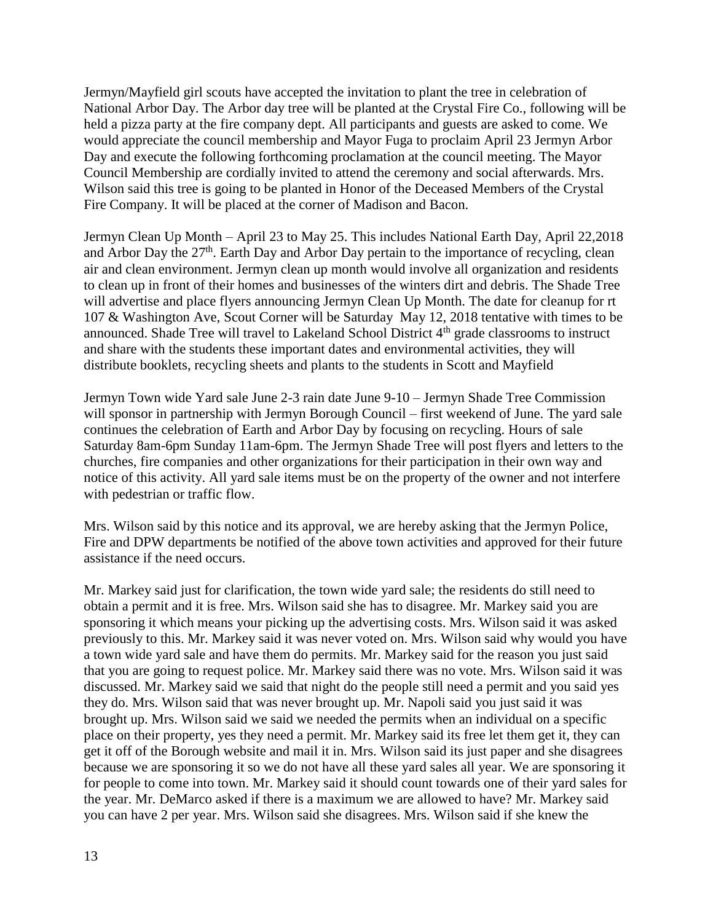Jermyn/Mayfield girl scouts have accepted the invitation to plant the tree in celebration of National Arbor Day. The Arbor day tree will be planted at the Crystal Fire Co., following will be held a pizza party at the fire company dept. All participants and guests are asked to come. We would appreciate the council membership and Mayor Fuga to proclaim April 23 Jermyn Arbor Day and execute the following forthcoming proclamation at the council meeting. The Mayor Council Membership are cordially invited to attend the ceremony and social afterwards. Mrs. Wilson said this tree is going to be planted in Honor of the Deceased Members of the Crystal Fire Company. It will be placed at the corner of Madison and Bacon.

Jermyn Clean Up Month – April 23 to May 25. This includes National Earth Day, April 22,2018 and Arbor Day the 27th. Earth Day and Arbor Day pertain to the importance of recycling, clean air and clean environment. Jermyn clean up month would involve all organization and residents to clean up in front of their homes and businesses of the winters dirt and debris. The Shade Tree will advertise and place flyers announcing Jermyn Clean Up Month. The date for cleanup for rt 107 & Washington Ave, Scout Corner will be Saturday May 12, 2018 tentative with times to be announced. Shade Tree will travel to Lakeland School District 4th grade classrooms to instruct and share with the students these important dates and environmental activities, they will distribute booklets, recycling sheets and plants to the students in Scott and Mayfield

Jermyn Town wide Yard sale June 2-3 rain date June 9-10 – Jermyn Shade Tree Commission will sponsor in partnership with Jermyn Borough Council – first weekend of June. The yard sale continues the celebration of Earth and Arbor Day by focusing on recycling. Hours of sale Saturday 8am-6pm Sunday 11am-6pm. The Jermyn Shade Tree will post flyers and letters to the churches, fire companies and other organizations for their participation in their own way and notice of this activity. All yard sale items must be on the property of the owner and not interfere with pedestrian or traffic flow.

Mrs. Wilson said by this notice and its approval, we are hereby asking that the Jermyn Police, Fire and DPW departments be notified of the above town activities and approved for their future assistance if the need occurs.

Mr. Markey said just for clarification, the town wide yard sale; the residents do still need to obtain a permit and it is free. Mrs. Wilson said she has to disagree. Mr. Markey said you are sponsoring it which means your picking up the advertising costs. Mrs. Wilson said it was asked previously to this. Mr. Markey said it was never voted on. Mrs. Wilson said why would you have a town wide yard sale and have them do permits. Mr. Markey said for the reason you just said that you are going to request police. Mr. Markey said there was no vote. Mrs. Wilson said it was discussed. Mr. Markey said we said that night do the people still need a permit and you said yes they do. Mrs. Wilson said that was never brought up. Mr. Napoli said you just said it was brought up. Mrs. Wilson said we said we needed the permits when an individual on a specific place on their property, yes they need a permit. Mr. Markey said its free let them get it, they can get it off of the Borough website and mail it in. Mrs. Wilson said its just paper and she disagrees because we are sponsoring it so we do not have all these yard sales all year. We are sponsoring it for people to come into town. Mr. Markey said it should count towards one of their yard sales for the year. Mr. DeMarco asked if there is a maximum we are allowed to have? Mr. Markey said you can have 2 per year. Mrs. Wilson said she disagrees. Mrs. Wilson said if she knew the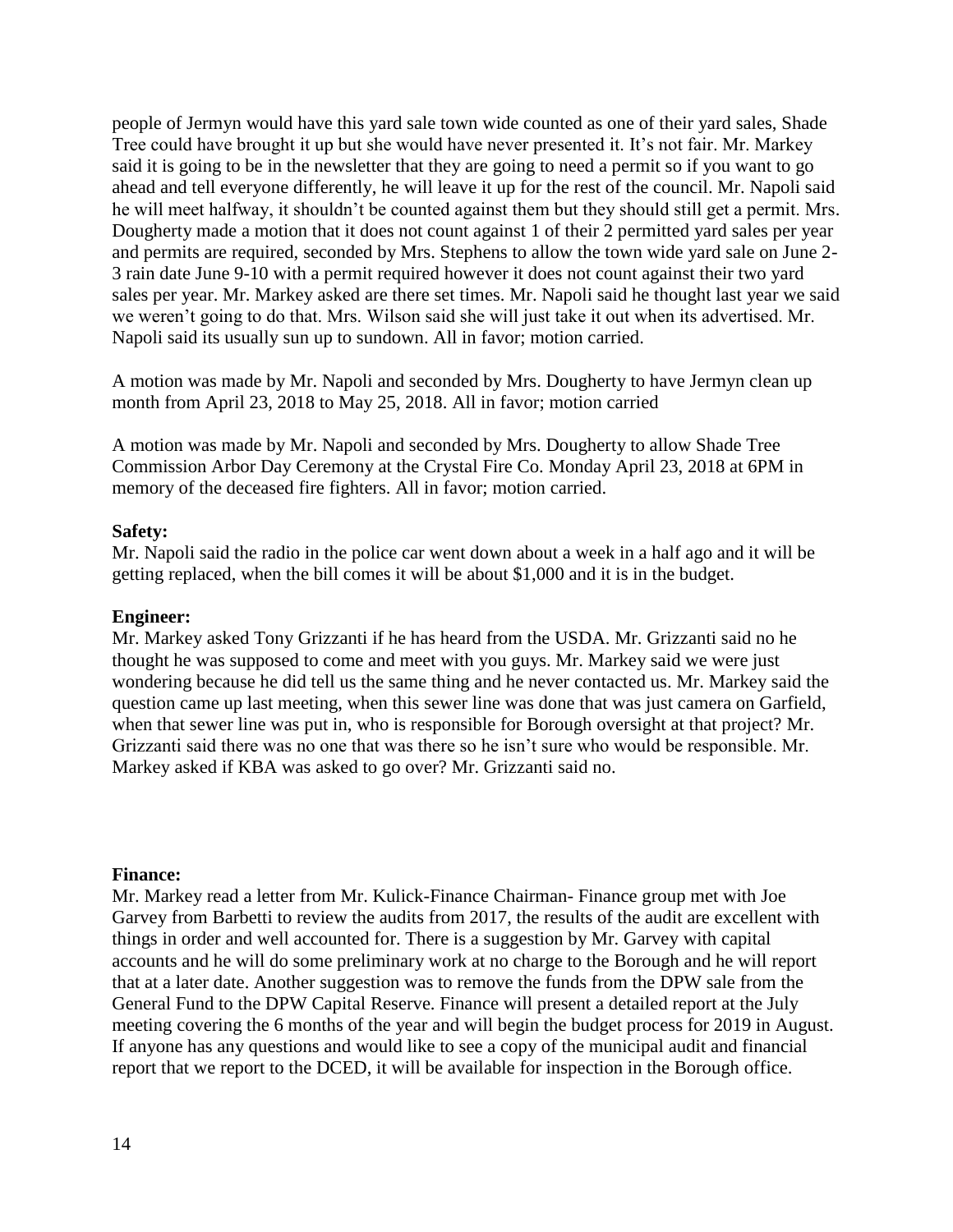people of Jermyn would have this yard sale town wide counted as one of their yard sales, Shade Tree could have brought it up but she would have never presented it. It's not fair. Mr. Markey said it is going to be in the newsletter that they are going to need a permit so if you want to go ahead and tell everyone differently, he will leave it up for the rest of the council. Mr. Napoli said he will meet halfway, it shouldn't be counted against them but they should still get a permit. Mrs. Dougherty made a motion that it does not count against 1 of their 2 permitted yard sales per year and permits are required, seconded by Mrs. Stephens to allow the town wide yard sale on June 2-3 rain date June 9-10 with a permit required however it does not count against their two yard sales per year. Mr. Markey asked are there set times. Mr. Napoli said he thought last year we said we weren't going to do that. Mrs. Wilson said she will just take it out when its advertised. Mr. Napoli said its usually sun up to sundown. All in favor; motion carried.

A motion was made by Mr. Napoli and seconded by Mrs. Dougherty to have Jermyn clean up month from April 23, 2018 to May 25, 2018. All in favor; motion carried

A motion was made by Mr. Napoli and seconded by Mrs. Dougherty to allow Shade Tree Commission Arbor Day Ceremony at the Crystal Fire Co. Monday April 23, 2018 at 6PM in memory of the deceased fire fighters. All in favor; motion carried.

**Safety:**
Mr. Napoli said the radio in the police car went down about a week in a half ago and it will be getting replaced, when the bill comes it will be about $1,000 and it is in the budget.

**Engineer:**
Mr. Markey asked Tony Grizzanti if he has heard from the USDA. Mr. Grizzanti said no he thought he was supposed to come and meet with you guys. Mr. Markey said we were just wondering because he did tell us the same thing and he never contacted us. Mr. Markey said the question came up last meeting, when this sewer line was done that was just camera on Garfield, when that sewer line was put in, who is responsible for Borough oversight at that project? Mr. Grizzanti said there was no one that was there so he isn't sure who would be responsible. Mr. Markey asked if KBA was asked to go over? Mr. Grizzanti said no.

**Finance:**
Mr. Markey read a letter from Mr. Kulick-Finance Chairman- Finance group met with Joe Garvey from Barbetti to review the audits from 2017, the results of the audit are excellent with things in order and well accounted for. There is a suggestion by Mr. Garvey with capital accounts and he will do some preliminary work at no charge to the Borough and he will report that at a later date. Another suggestion was to remove the funds from the DPW sale from the General Fund to the DPW Capital Reserve. Finance will present a detailed report at the July meeting covering the 6 months of the year and will begin the budget process for 2019 in August. If anyone has any questions and would like to see a copy of the municipal audit and financial report that we report to the DCED, it will be available for inspection in the Borough office.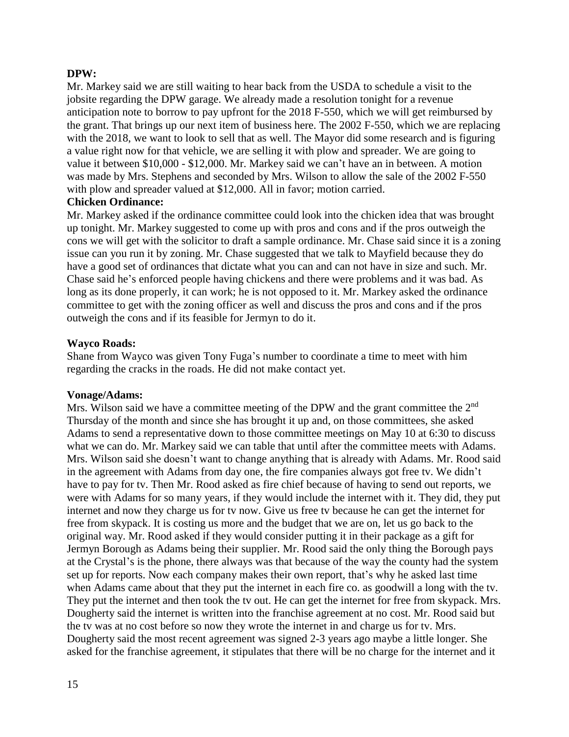**DPW:**

Mr. Markey said we are still waiting to hear back from the USDA to schedule a visit to the jobsite regarding the DPW garage. We already made a resolution tonight for a revenue anticipation note to borrow to pay upfront for the 2018 F-550, which we will get reimbursed by the grant. That brings up our next item of business here. The 2002 F-550, which we are replacing with the 2018, we want to look to sell that as well. The Mayor did some research and is figuring a value right now for that vehicle, we are selling it with plow and spreader. We are going to value it between $10,000 - $12,000. Mr. Markey said we can't have an in between. A motion was made by Mrs. Stephens and seconded by Mrs. Wilson to allow the sale of the 2002 F-550 with plow and spreader valued at $12,000. All in favor; motion carried.

**Chicken Ordinance:**

Mr. Markey asked if the ordinance committee could look into the chicken idea that was brought up tonight. Mr. Markey suggested to come up with pros and cons and if the pros outweigh the cons we will get with the solicitor to draft a sample ordinance. Mr. Chase said since it is a zoning issue can you run it by zoning. Mr. Chase suggested that we talk to Mayfield because they do have a good set of ordinances that dictate what you can and can not have in size and such. Mr. Chase said he's enforced people having chickens and there were problems and it was bad. As long as its done properly, it can work; he is not opposed to it. Mr. Markey asked the ordinance committee to get with the zoning officer as well and discuss the pros and cons and if the pros outweigh the cons and if its feasible for Jermyn to do it.

**Wayco Roads:**

Shane from Wayco was given Tony Fuga's number to coordinate a time to meet with him regarding the cracks in the roads. He did not make contact yet.

**Vonage/Adams:**

Mrs. Wilson said we have a committee meeting of the DPW and the grant committee the 2nd Thursday of the month and since she has brought it up and, on those committees, she asked Adams to send a representative down to those committee meetings on May 10 at 6:30 to discuss what we can do. Mr. Markey said we can table that until after the committee meets with Adams. Mrs. Wilson said she doesn't want to change anything that is already with Adams. Mr. Rood said in the agreement with Adams from day one, the fire companies always got free tv. We didn't have to pay for tv. Then Mr. Rood asked as fire chief because of having to send out reports, we were with Adams for so many years, if they would include the internet with it. They did, they put internet and now they charge us for tv now. Give us free tv because he can get the internet for free from skypack. It is costing us more and the budget that we are on, let us go back to the original way. Mr. Rood asked if they would consider putting it in their package as a gift for Jermyn Borough as Adams being their supplier. Mr. Rood said the only thing the Borough pays at the Crystal's is the phone, there always was that because of the way the county had the system set up for reports. Now each company makes their own report, that's why he asked last time when Adams came about that they put the internet in each fire co. as goodwill a long with the tv. They put the internet and then took the tv out. He can get the internet for free from skypack. Mrs. Dougherty said the internet is written into the franchise agreement at no cost. Mr. Rood said but the tv was at no cost before so now they wrote the internet in and charge us for tv. Mrs. Dougherty said the most recent agreement was signed 2-3 years ago maybe a little longer. She asked for the franchise agreement, it stipulates that there will be no charge for the internet and it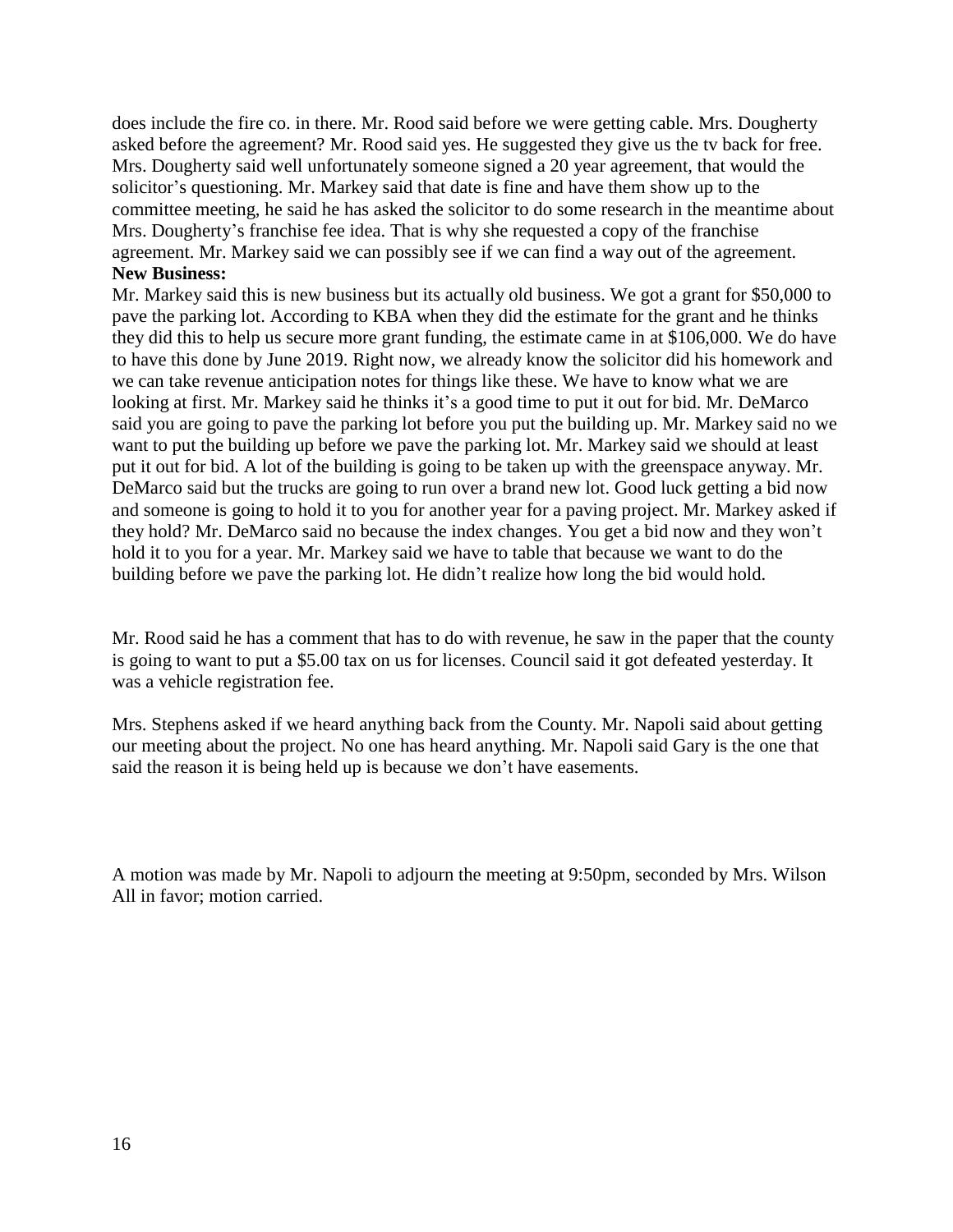does include the fire co. in there. Mr. Rood said before we were getting cable. Mrs. Dougherty asked before the agreement? Mr. Rood said yes. He suggested they give us the tv back for free. Mrs. Dougherty said well unfortunately someone signed a 20 year agreement, that would the solicitor's questioning. Mr. Markey said that date is fine and have them show up to the committee meeting, he said he has asked the solicitor to do some research in the meantime about Mrs. Dougherty's franchise fee idea. That is why she requested a copy of the franchise agreement. Mr. Markey said we can possibly see if we can find a way out of the agreement.

**New Business:**

Mr. Markey said this is new business but its actually old business. We got a grant for $50,000 to pave the parking lot. According to KBA when they did the estimate for the grant and he thinks they did this to help us secure more grant funding, the estimate came in at $106,000. We do have to have this done by June 2019. Right now, we already know the solicitor did his homework and we can take revenue anticipation notes for things like these. We have to know what we are looking at first. Mr. Markey said he thinks it's a good time to put it out for bid. Mr. DeMarco said you are going to pave the parking lot before you put the building up. Mr. Markey said no we want to put the building up before we pave the parking lot. Mr. Markey said we should at least put it out for bid. A lot of the building is going to be taken up with the greenspace anyway. Mr. DeMarco said but the trucks are going to run over a brand new lot. Good luck getting a bid now and someone is going to hold it to you for another year for a paving project. Mr. Markey asked if they hold? Mr. DeMarco said no because the index changes. You get a bid now and they won't hold it to you for a year. Mr. Markey said we have to table that because we want to do the building before we pave the parking lot. He didn't realize how long the bid would hold.

Mr. Rood said he has a comment that has to do with revenue, he saw in the paper that the county is going to want to put a $5.00 tax on us for licenses. Council said it got defeated yesterday. It was a vehicle registration fee.

Mrs. Stephens asked if we heard anything back from the County. Mr. Napoli said about getting our meeting about the project. No one has heard anything. Mr. Napoli said Gary is the one that said the reason it is being held up is because we don't have easements.

A motion was made by Mr. Napoli to adjourn the meeting at 9:50pm, seconded by Mrs. Wilson All in favor; motion carried.